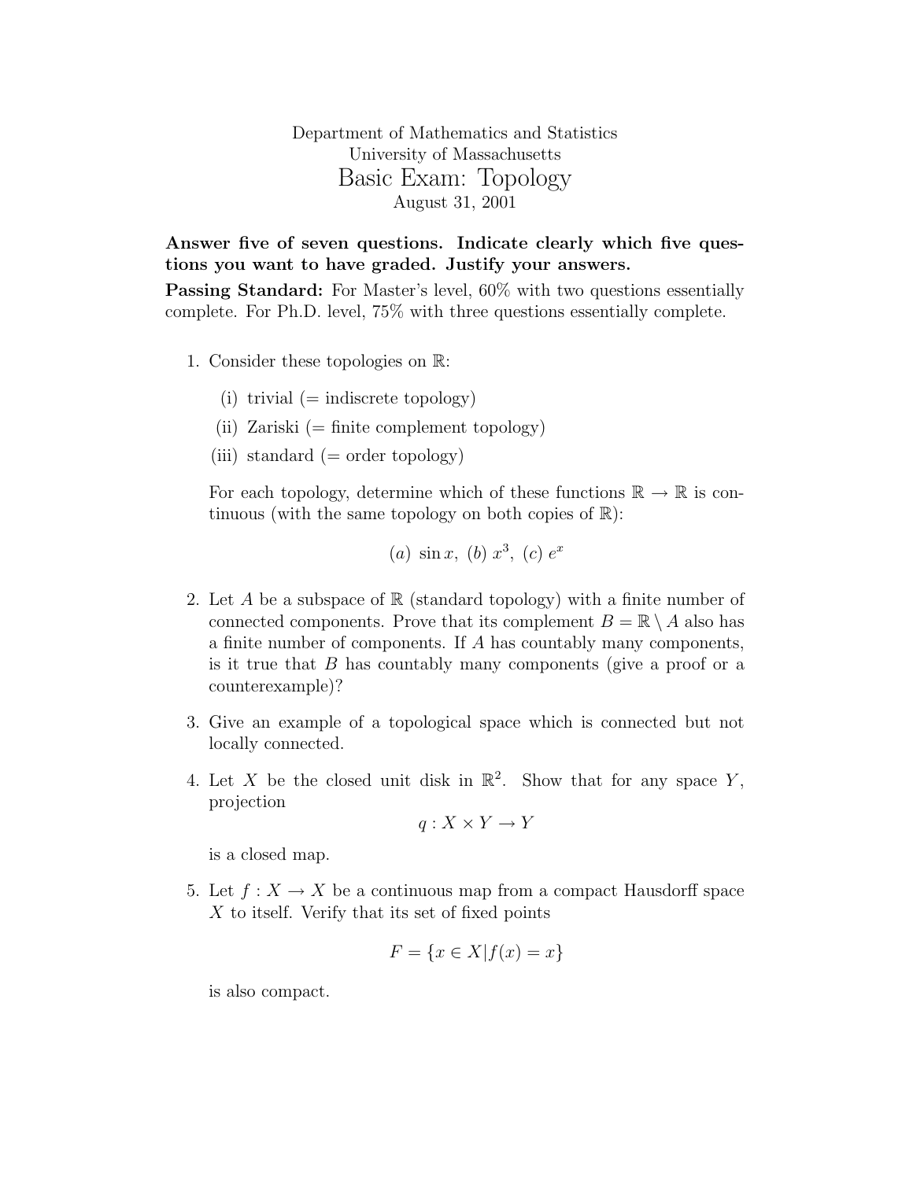Department of Mathematics and Statistics
University of Massachusetts

# Basic Exam: Topology

August 31, 2001

**Answer five of seven questions. Indicate clearly which five questions you want to have graded. Justify your answers.**

**Passing Standard:** For Master's level, 60% with two questions essentially complete. For Ph.D. level, 75% with three questions essentially complete.

1. Consider these topologies on $\mathbb{R}$:

   (i) trivial (= indiscrete topology)

   (ii) Zariski (= finite complement topology)

   (iii) standard (= order topology)

   For each topology, determine which of these functions $\mathbb{R} \to \mathbb{R}$ is continuous (with the same topology on both copies of $\mathbb{R}$):

   $$(a)\ \sin x,\ (b)\ x^3,\ (c)\ e^x$$

2. Let $A$ be a subspace of $\mathbb{R}$ (standard topology) with a finite number of connected components. Prove that its complement $B = \mathbb{R} \setminus A$ also has a finite number of components. If $A$ has countably many components, is it true that $B$ has countably many components (give a proof or a counterexample)?

3. Give an example of a topological space which is connected but not locally connected.

4. Let $X$ be the closed unit disk in $\mathbb{R}^2$. Show that for any space $Y$, projection

   $$q : X \times Y \to Y$$

   is a closed map.

5. Let $f : X \to X$ be a continuous map from a compact Hausdorff space $X$ to itself. Verify that its set of fixed points

   $$F = \{x \in X | f(x) = x\}$$

   is also compact.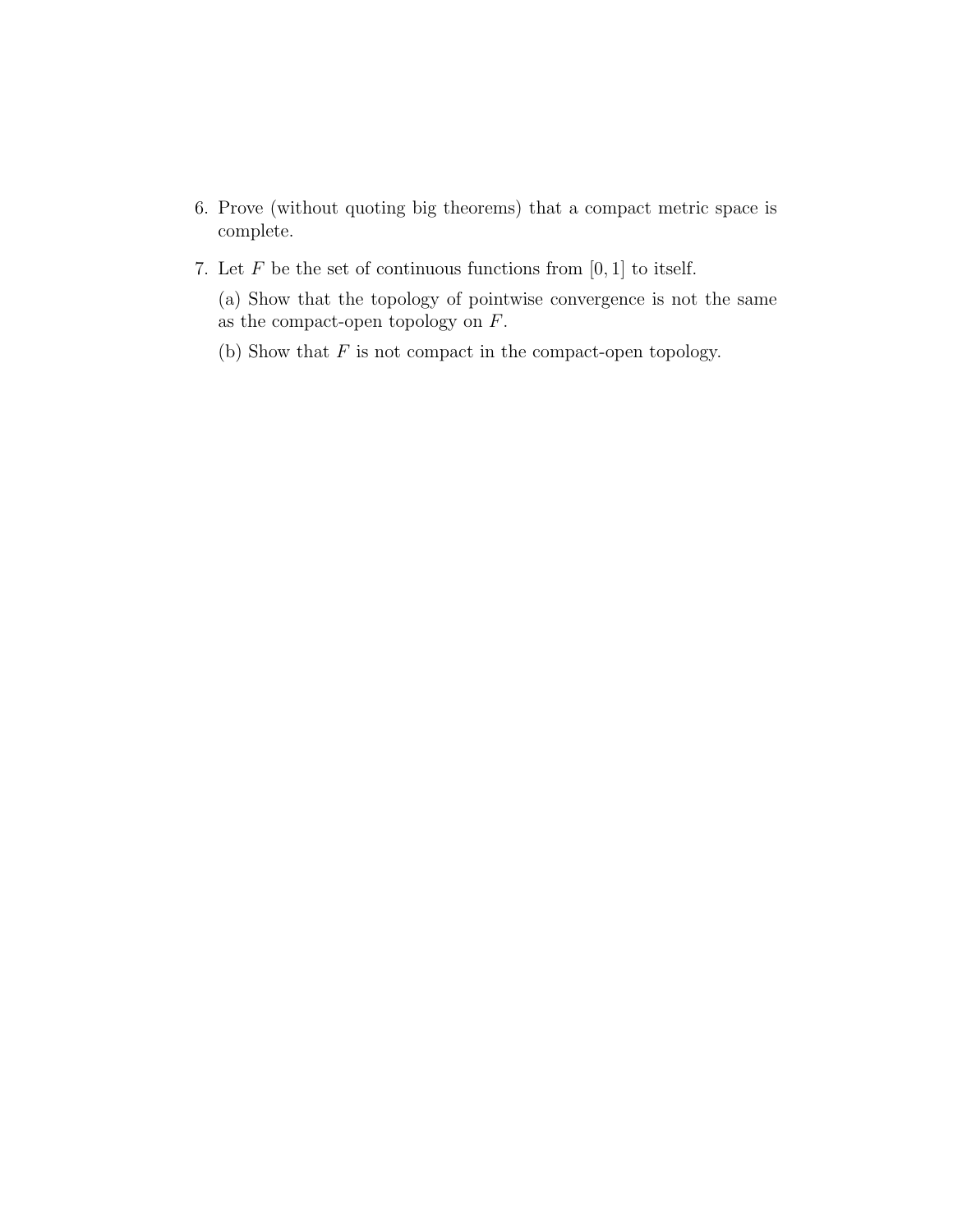6. Prove (without quoting big theorems) that a compact metric space is complete.

7. Let $F$ be the set of continuous functions from $[0, 1]$ to itself.

   (a) Show that the topology of pointwise convergence is not the same as the compact-open topology on $F$.

   (b) Show that $F$ is not compact in the compact-open topology.